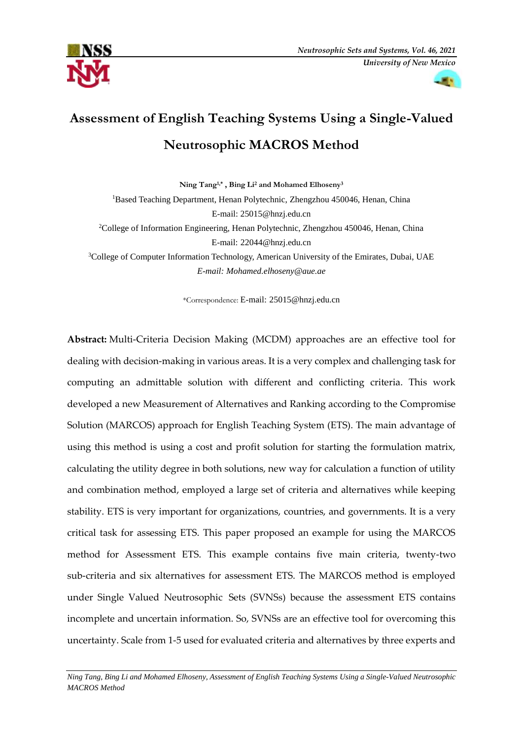# Assessment of English Teaching Systems Using a Single-Valued Neutrosophic MACROS Method

**Ning Tang[1,*] , Bing Li[2] and Mohamed Elhoseny[3]**

[1]Based Teaching Department, Henan Polytechnic, Zhengzhou 450046, Henan, China
E-mail: 25015@hnzj.edu.cn

[2]College of Information Engineering, Henan Polytechnic, Zhengzhou 450046, Henan, China
E-mail: 22044@hnzj.edu.cn

[3]College of Computer Information Technology, American University of the Emirates, Dubai, UAE
*E-mail: Mohamed.elhoseny@aue.ae*

*Correspondence: E-mail: 25015@hnzj.edu.cn

**Abstract:** Multi-Criteria Decision Making (MCDM) approaches are an effective tool for dealing with decision-making in various areas. It is a very complex and challenging task for computing an admittable solution with different and conflicting criteria. This work developed a new Measurement of Alternatives and Ranking according to the Compromise Solution (MARCOS) approach for English Teaching System (ETS). The main advantage of using this method is using a cost and profit solution for starting the formulation matrix, calculating the utility degree in both solutions, new way for calculation a function of utility and combination method, employed a large set of criteria and alternatives while keeping stability. ETS is very important for organizations, countries, and governments. It is a very critical task for assessing ETS. This paper proposed an example for using the MARCOS method for Assessment ETS. This example contains five main criteria, twenty-two sub-criteria and six alternatives for assessment ETS. The MARCOS method is employed under Single Valued Neutrosophic Sets (SVNSs) because the assessment ETS contains incomplete and uncertain information. So, SVNSs are an effective tool for overcoming this uncertainty. Scale from 1-5 used for evaluated criteria and alternatives by three experts and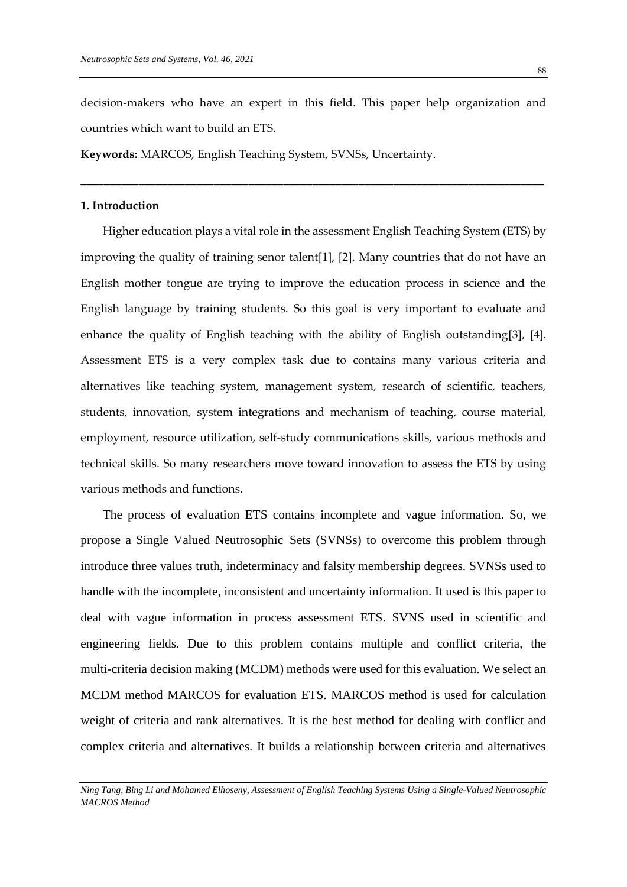decision-makers who have an expert in this field. This paper help organization and countries which want to build an ETS.

**Keywords:** MARCOS, English Teaching System, SVNSs, Uncertainty.

---

## 1. Introduction

Higher education plays a vital role in the assessment English Teaching System (ETS) by improving the quality of training senor talent[1], [2]. Many countries that do not have an English mother tongue are trying to improve the education process in science and the English language by training students. So this goal is very important to evaluate and enhance the quality of English teaching with the ability of English outstanding[3], [4]. Assessment ETS is a very complex task due to contains many various criteria and alternatives like teaching system, management system, research of scientific, teachers, students, innovation, system integrations and mechanism of teaching, course material, employment, resource utilization, self-study communications skills, various methods and technical skills. So many researchers move toward innovation to assess the ETS by using various methods and functions.

The process of evaluation ETS contains incomplete and vague information. So, we propose a Single Valued Neutrosophic Sets (SVNSs) to overcome this problem through introduce three values truth, indeterminacy and falsity membership degrees. SVNSs used to handle with the incomplete, inconsistent and uncertainty information. It used is this paper to deal with vague information in process assessment ETS. SVNS used in scientific and engineering fields. Due to this problem contains multiple and conflict criteria, the multi-criteria decision making (MCDM) methods were used for this evaluation. We select an MCDM method MARCOS for evaluation ETS. MARCOS method is used for calculation weight of criteria and rank alternatives. It is the best method for dealing with conflict and complex criteria and alternatives. It builds a relationship between criteria and alternatives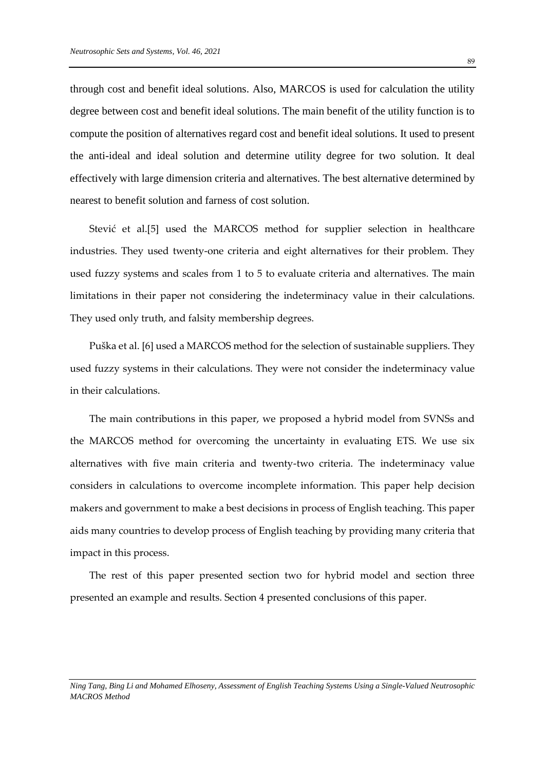through cost and benefit ideal solutions. Also, MARCOS is used for calculation the utility degree between cost and benefit ideal solutions. The main benefit of the utility function is to compute the position of alternatives regard cost and benefit ideal solutions. It used to present the anti-ideal and ideal solution and determine utility degree for two solution. It deal effectively with large dimension criteria and alternatives. The best alternative determined by nearest to benefit solution and farness of cost solution.

Stević et al.[5] used the MARCOS method for supplier selection in healthcare industries. They used twenty-one criteria and eight alternatives for their problem. They used fuzzy systems and scales from 1 to 5 to evaluate criteria and alternatives. The main limitations in their paper not considering the indeterminacy value in their calculations. They used only truth, and falsity membership degrees.

Puška et al. [6] used a MARCOS method for the selection of sustainable suppliers. They used fuzzy systems in their calculations. They were not consider the indeterminacy value in their calculations.

The main contributions in this paper, we proposed a hybrid model from SVNSs and the MARCOS method for overcoming the uncertainty in evaluating ETS. We use six alternatives with five main criteria and twenty-two criteria. The indeterminacy value considers in calculations to overcome incomplete information. This paper help decision makers and government to make a best decisions in process of English teaching. This paper aids many countries to develop process of English teaching by providing many criteria that impact in this process.

The rest of this paper presented section two for hybrid model and section three presented an example and results. Section 4 presented conclusions of this paper.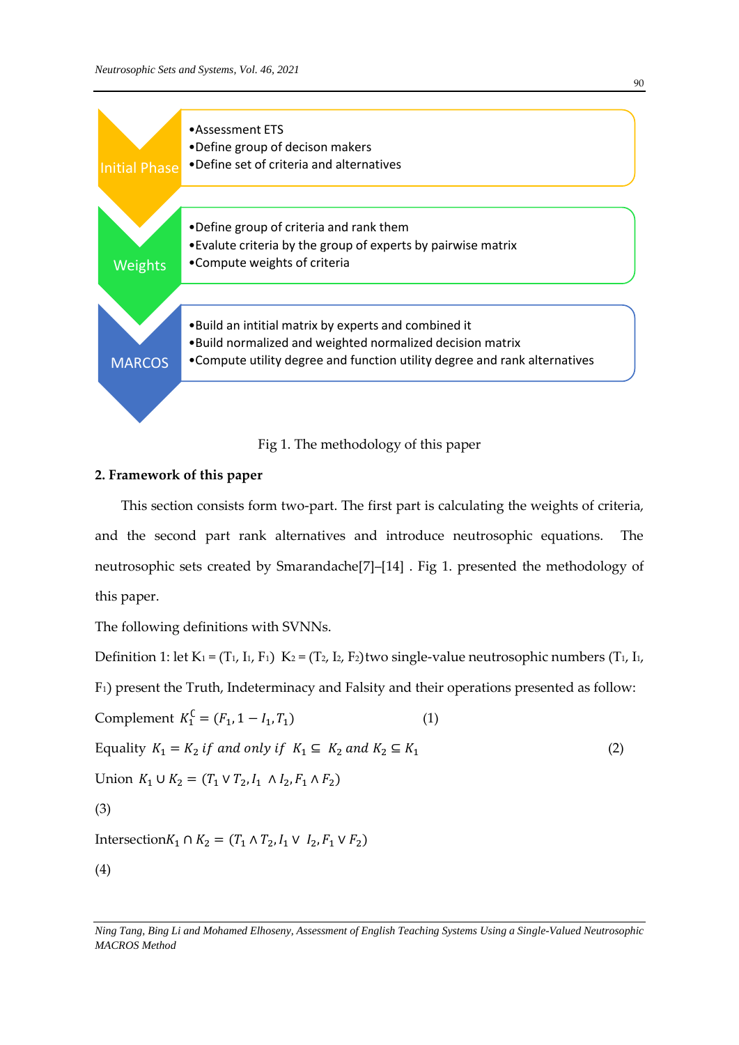- Initial Phase
  - Assessment ETS
  - Define group of decison makers
  - Define set of criteria and alternatives
- Weights
  - Define group of criteria and rank them
  - Evalute criteria by the group of experts by pairwise matrix
  - Compute weights of criteria
- MARCOS
  - Build an intitial matrix by experts and combined it
  - Build normalized and weighted normalized decision matrix
  - Compute utility degree and function utility degree and rank alternatives

Fig 1. The methodology of this paper

## 2. Framework of this paper

This section consists form two-part. The first part is calculating the weights of criteria, and the second part rank alternatives and introduce neutrosophic equations. The neutrosophic sets created by Smarandache[7]–[14] . Fig 1. presented the methodology of this paper.

The following definitions with SVNNs.

Definition 1: let $K_1 = (T_1, I_1, F_1)$ $K_2 = (T_2, I_2, F_2)$ two single-value neutrosophic numbers $(T_1, I_1, F_1)$ present the Truth, Indeterminacy and Falsity and their operations presented as follow:

Complement $K_1^C = (F_1, 1 - I_1, T_1)$ (1)

Equality $K_1 = K_2 \; if \; and \; only \; if \; K_1 \subseteq K_2 \; and \; K_2 \subseteq K_1$ (2)

Union $K_1 \cup K_2 = (T_1 \vee T_2, I_1 \wedge I_2, F_1 \wedge F_2)$

(3)

Intersection $K_1 \cap K_2 = (T_1 \wedge T_2, I_1 \vee I_2, F_1 \vee F_2)$

(4)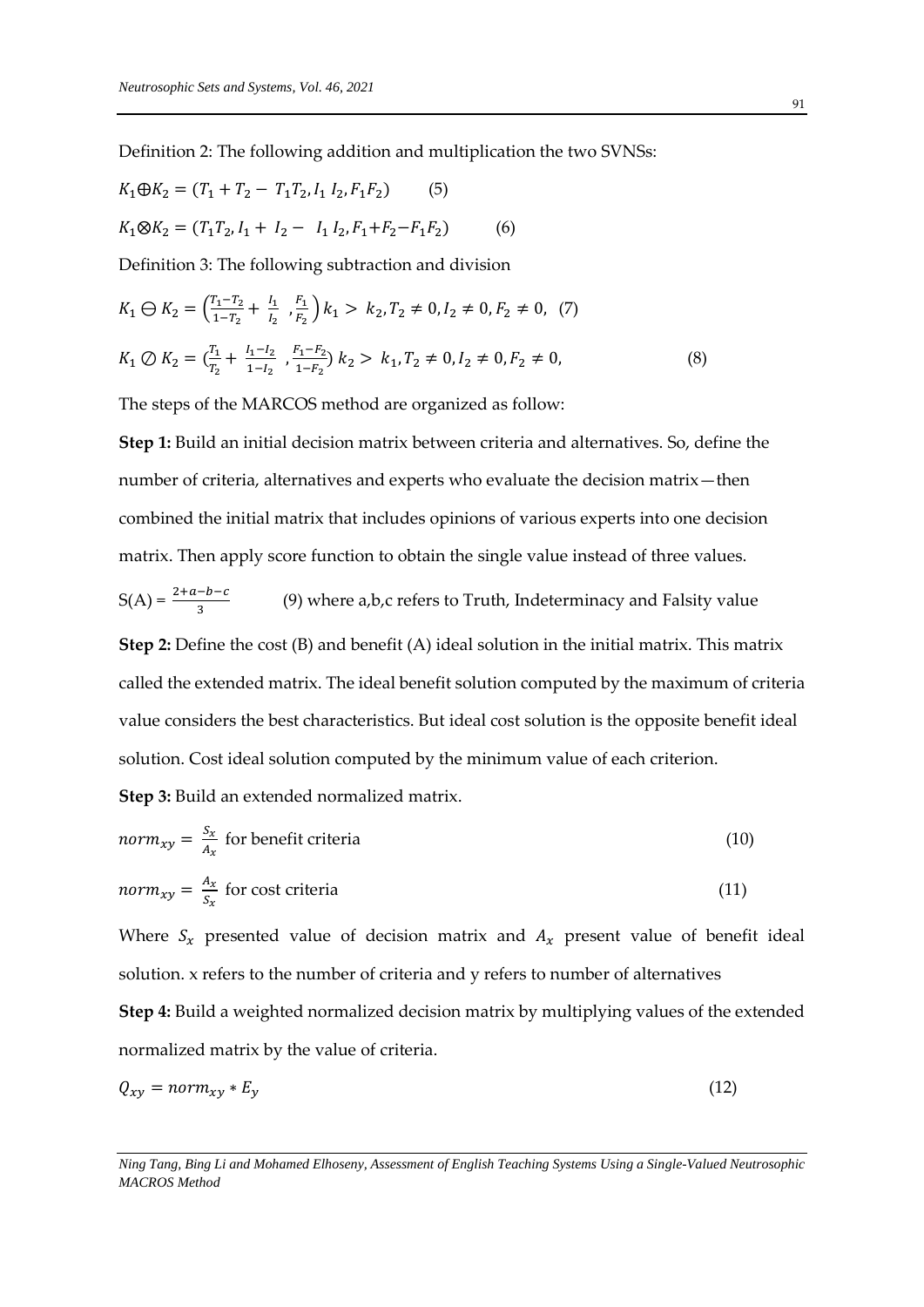Definition 2: The following addition and multiplication the two SVNSs:

$$K_1 \oplus K_2 = (T_1 + T_2 - T_1 T_2, I_1 I_2, F_1 F_2) \quad (5)$$

$$K_1 \otimes K_2 = (T_1 T_2, I_1 + I_2 - I_1 I_2, F_1 + F_2 - F_1 F_2) \quad (6)$$

Definition 3: The following subtraction and division

$$K_1 \ominus K_2 = \left(\frac{T_1 - T_2}{1 - T_2} + \frac{I_1}{I_2}, \frac{F_1}{F_2}\right) k_1 > k_2, T_2 \neq 0, I_2 \neq 0, F_2 \neq 0, \quad (7)$$

$$K_1 \oslash K_2 = \left(\frac{T_1}{T_2} + \frac{I_1 - I_2}{1 - I_2}, \frac{F_1 - F_2}{1 - F_2}\right) k_2 > k_1, T_2 \neq 0, I_2 \neq 0, F_2 \neq 0, \quad (8)$$

The steps of the MARCOS method are organized as follow:

**Step 1:** Build an initial decision matrix between criteria and alternatives. So, define the number of criteria, alternatives and experts who evaluate the decision matrix—then combined the initial matrix that includes opinions of various experts into one decision matrix. Then apply score function to obtain the single value instead of three values.

$S(A) = \frac{2+a-b-c}{3}$ (9) where a,b,c refers to Truth, Indeterminacy and Falsity value

**Step 2:** Define the cost (B) and benefit (A) ideal solution in the initial matrix. This matrix called the extended matrix. The ideal benefit solution computed by the maximum of criteria value considers the best characteristics. But ideal cost solution is the opposite benefit ideal solution. Cost ideal solution computed by the minimum value of each criterion.

**Step 3:** Build an extended normalized matrix.

$$norm_{xy} = \frac{S_x}{A_x} \text{ for benefit criteria} \quad (10)$$

$$norm_{xy} = \frac{A_x}{S_x} \text{ for cost criteria} \quad (11)$$

Where $S_x$ presented value of decision matrix and $A_x$ present value of benefit ideal solution. x refers to the number of criteria and y refers to number of alternatives

**Step 4:** Build a weighted normalized decision matrix by multiplying values of the extended normalized matrix by the value of criteria.

$$Q_{xy} = norm_{xy} * E_y \quad (12)$$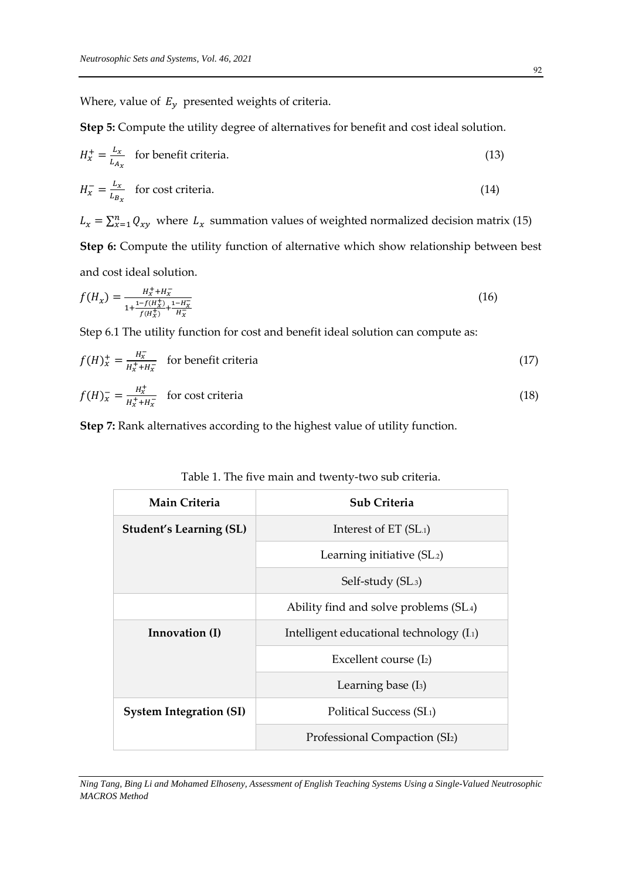Where, value of $E_y$ presented weights of criteria.

**Step 5:** Compute the utility degree of alternatives for benefit and cost ideal solution.

$$H_x^+ = \frac{L_x}{L_{A_x}} \quad \text{for benefit criteria.} \tag{13}$$

$$H_x^- = \frac{L_x}{L_{B_x}} \quad \text{for cost criteria.} \tag{14}$$

$L_x = \sum_{x=1}^{n} Q_{xy}$ where $L_x$ summation values of weighted normalized decision matrix (15)

**Step 6:** Compute the utility function of alternative which show relationship between best and cost ideal solution.

$$f(H_x) = \frac{H_x^+ + H_x^-}{1 + \frac{1 - f(H_x^+)}{f(H_x^+)} + \frac{1 - H_x^-}{H_x^-}} \tag{16}$$

Step 6.1 The utility function for cost and benefit ideal solution can compute as:

$$f(H)_x^+ = \frac{H_x^-}{H_x^+ + H_x^-} \quad \text{for benefit criteria} \tag{17}$$

$$f(H)_x^- = \frac{H_x^+}{H_x^+ + H_x^-} \quad \text{for cost criteria} \tag{18}$$

**Step 7:** Rank alternatives according to the highest value of utility function.

Table 1. The five main and twenty-two sub criteria.

| Main Criteria | Sub Criteria |
|---|---|
| **Student's Learning (SL)** | Interest of ET ($SL_{.1}$) |
| | Learning initiative ($SL_{.2}$) |
| | Self-study ($SL_{.3}$) |
| | Ability find and solve problems ($SL_{.4}$) |
| **Innovation (I)** | Intelligent educational technology ($I_{.1}$) |
| | Excellent course ($I_2$) |
| | Learning base ($I_3$) |
| **System Integration (SI)** | Political Success ($SI_{.1}$) |
| | Professional Compaction ($SI_2$) |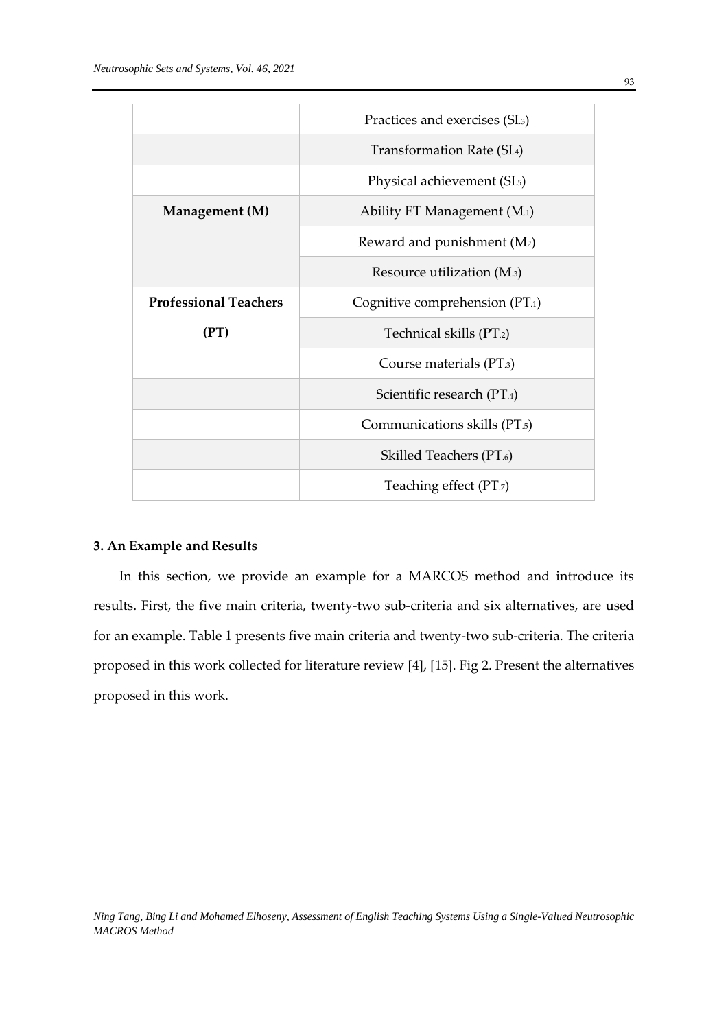| | |
|---|---|
| | Practices and exercises ($SI_{.3}$) |
| | Transformation Rate ($SI_{.4}$) |
| | Physical achievement ($SI_{.5}$) |
| **Management (M)** | Ability ET Management ($M_{.1}$) |
| | Reward and punishment ($M_{2}$) |
| | Resource utilization ($M_{.3}$) |
| **Professional Teachers (PT)** | Cognitive comprehension ($PT_{.1}$) |
| | Technical skills ($PT_{.2}$) |
| | Course materials ($PT_{.3}$) |
| | Scientific research ($PT_{.4}$) |
| | Communications skills ($PT_{.5}$) |
| | Skilled Teachers ($PT_{.6}$) |
| | Teaching effect ($PT_{.7}$) |

### 3. An Example and Results

In this section, we provide an example for a MARCOS method and introduce its results. First, the five main criteria, twenty-two sub-criteria and six alternatives, are used for an example. Table 1 presents five main criteria and twenty-two sub-criteria. The criteria proposed in this work collected for literature review [4], [15]. Fig 2. Present the alternatives proposed in this work.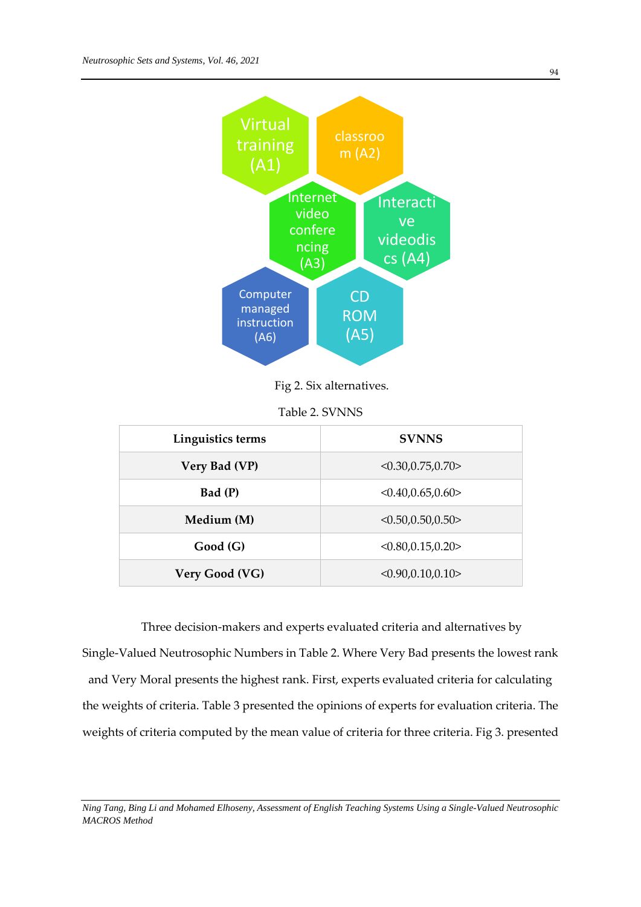Fig 2. Six alternatives.

Table 2. SVNNS

| Linguistics terms | SVNNS |
|---|---|
| Very Bad (VP) | <0.30,0.75,0.70> |
| Bad (P) | <0.40,0.65,0.60> |
| Medium (M) | <0.50,0.50,0.50> |
| Good (G) | <0.80,0.15,0.20> |
| Very Good (VG) | <0.90,0.10,0.10> |

Three decision-makers and experts evaluated criteria and alternatives by Single-Valued Neutrosophic Numbers in Table 2. Where Very Bad presents the lowest rank and Very Moral presents the highest rank. First, experts evaluated criteria for calculating the weights of criteria. Table 3 presented the opinions of experts for evaluation criteria. The weights of criteria computed by the mean value of criteria for three criteria. Fig 3. presented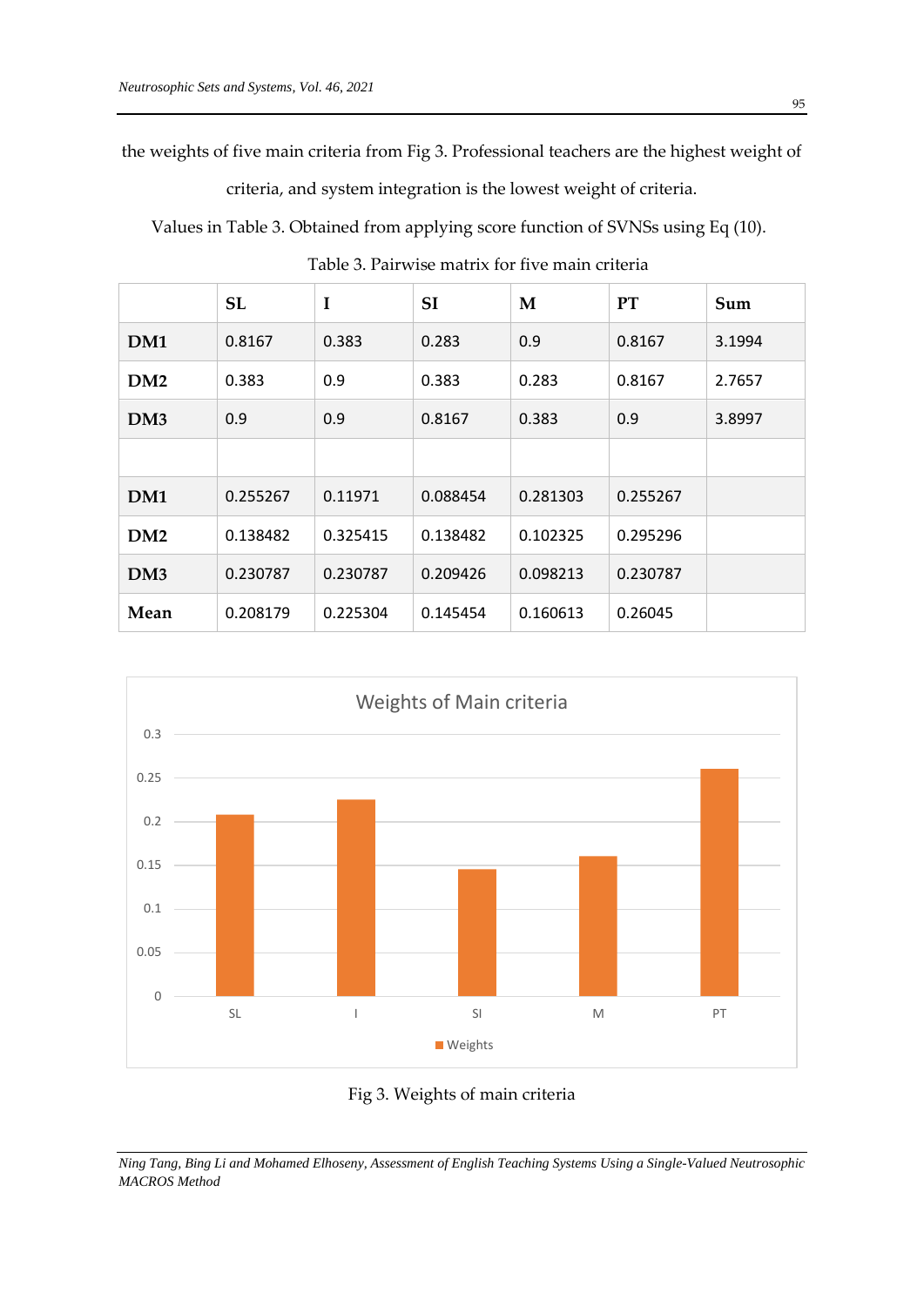the weights of five main criteria from Fig 3. Professional teachers are the highest weight of criteria, and system integration is the lowest weight of criteria.

Values in Table 3. Obtained from applying score function of SVNSs using Eq (10).

Table 3. Pairwise matrix for five main criteria

| | SL | I | SI | M | PT | Sum |
|---|---|---|---|---|---|---|
| DM1 | 0.8167 | 0.383 | 0.283 | 0.9 | 0.8167 | 3.1994 |
| DM2 | 0.383 | 0.9 | 0.383 | 0.283 | 0.8167 | 2.7657 |
| DM3 | 0.9 | 0.9 | 0.8167 | 0.383 | 0.9 | 3.8997 |
| | | | | | | |
| DM1 | 0.255267 | 0.11971 | 0.088454 | 0.281303 | 0.255267 | |
| DM2 | 0.138482 | 0.325415 | 0.138482 | 0.102325 | 0.295296 | |
| DM3 | 0.230787 | 0.230787 | 0.209426 | 0.098213 | 0.230787 | |
| Mean | 0.208179 | 0.225304 | 0.145454 | 0.160613 | 0.26045 | |

Fig 3. Weights of main criteria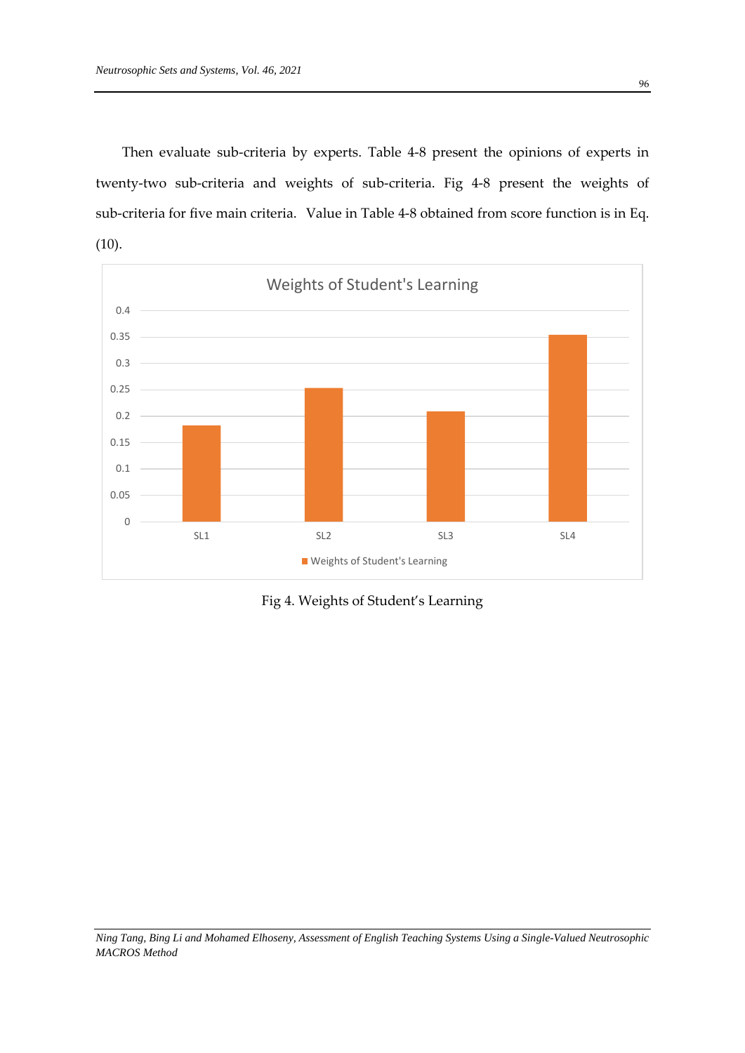Then evaluate sub-criteria by experts. Table 4-8 present the opinions of experts in twenty-two sub-criteria and weights of sub-criteria. Fig 4-8 present the weights of sub-criteria for five main criteria. Value in Table 4-8 obtained from score function is in Eq. (10).

Fig 4. Weights of Student's Learning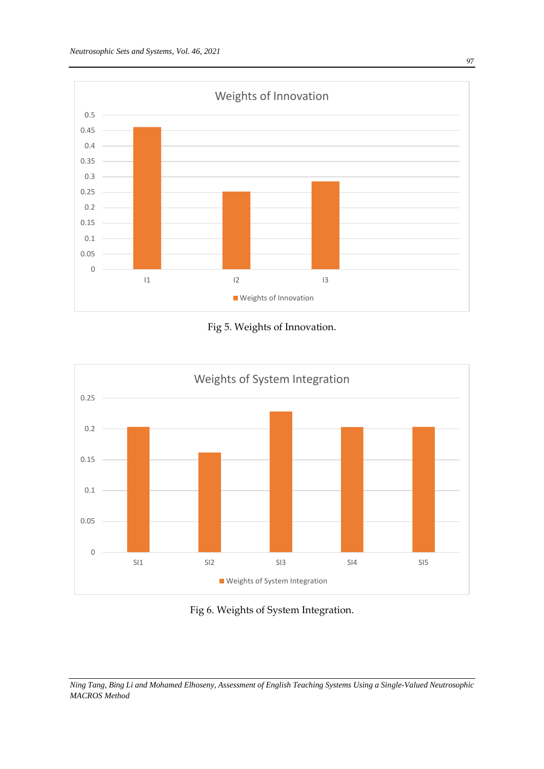Fig 5. Weights of Innovation.

Fig 6. Weights of System Integration.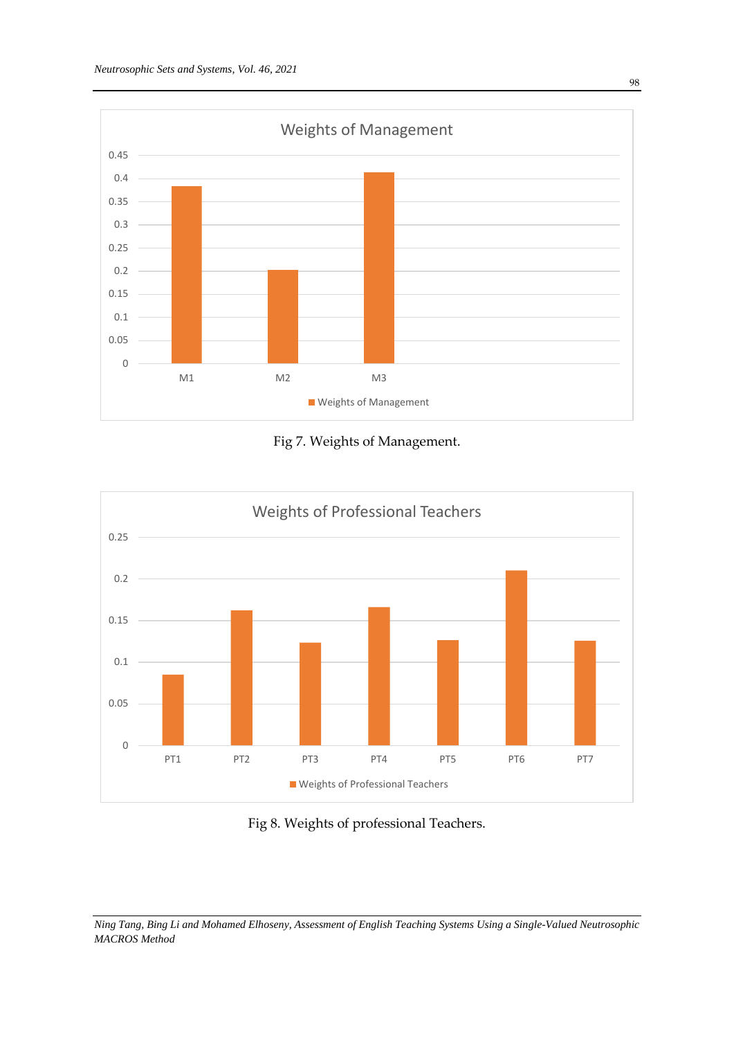Fig 7. Weights of Management.

Fig 8. Weights of professional Teachers.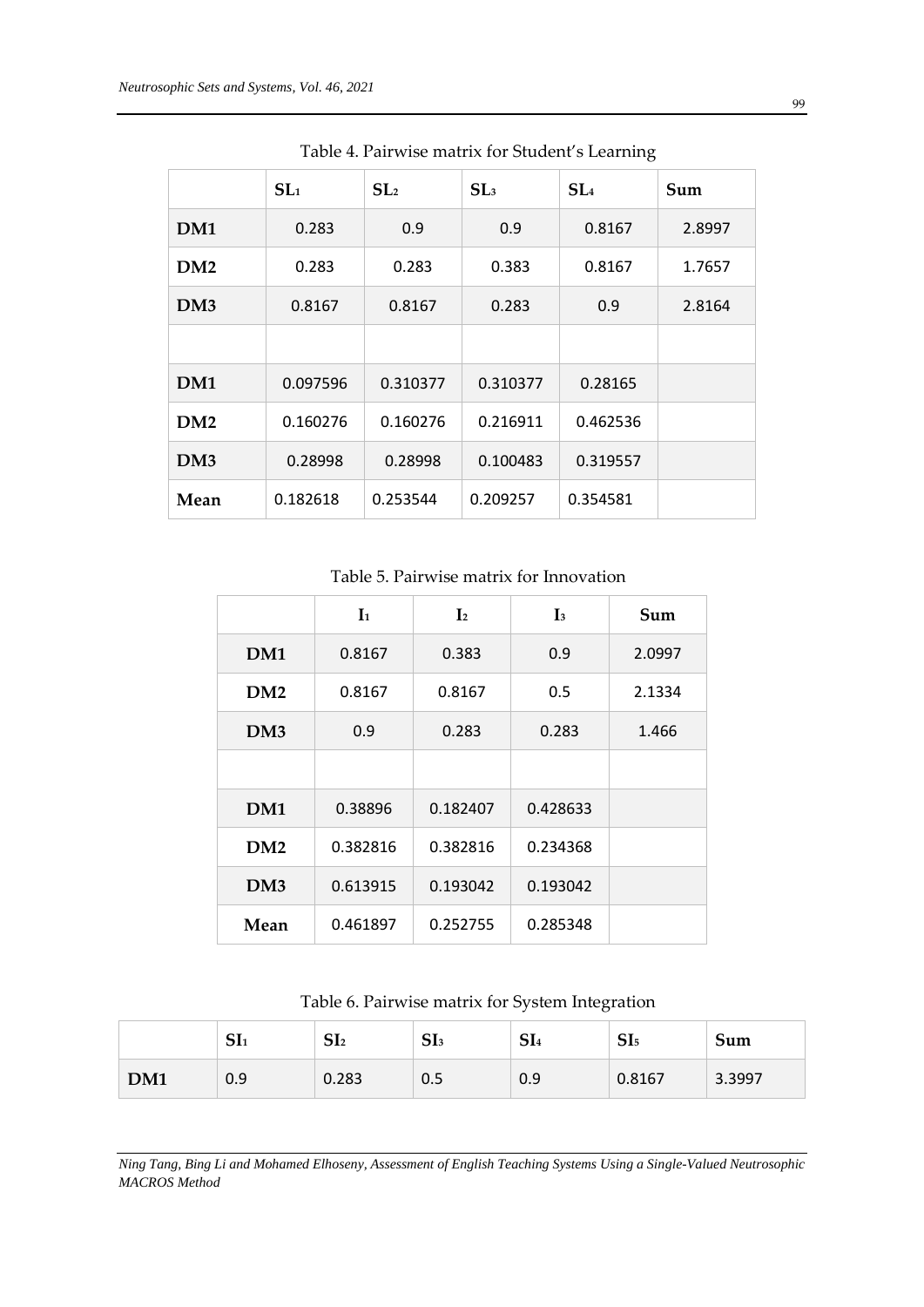Table 4. Pairwise matrix for Student's Learning

| | $SL_1$ | $SL_2$ | $SL_3$ | $SL_4$ | Sum |
|---|---|---|---|---|---|
| DM1 | 0.283 | 0.9 | 0.9 | 0.8167 | 2.8997 |
| DM2 | 0.283 | 0.283 | 0.383 | 0.8167 | 1.7657 |
| DM3 | 0.8167 | 0.8167 | 0.283 | 0.9 | 2.8164 |
| | | | | | |
| DM1 | 0.097596 | 0.310377 | 0.310377 | 0.28165 | |
| DM2 | 0.160276 | 0.160276 | 0.216911 | 0.462536 | |
| DM3 | 0.28998 | 0.28998 | 0.100483 | 0.319557 | |
| Mean | 0.182618 | 0.253544 | 0.209257 | 0.354581 | |

Table 5. Pairwise matrix for Innovation

| | $I_1$ | $I_2$ | $I_3$ | Sum |
|---|---|---|---|---|
| DM1 | 0.8167 | 0.383 | 0.9 | 2.0997 |
| DM2 | 0.8167 | 0.8167 | 0.5 | 2.1334 |
| DM3 | 0.9 | 0.283 | 0.283 | 1.466 |
| | | | | |
| DM1 | 0.38896 | 0.182407 | 0.428633 | |
| DM2 | 0.382816 | 0.382816 | 0.234368 | |
| DM3 | 0.613915 | 0.193042 | 0.193042 | |
| Mean | 0.461897 | 0.252755 | 0.285348 | |

Table 6. Pairwise matrix for System Integration

| | $SI_1$ | $SI_2$ | $SI_3$ | $SI_4$ | $SI_5$ | Sum |
|---|---|---|---|---|---|---|
| DM1 | 0.9 | 0.283 | 0.5 | 0.9 | 0.8167 | 3.3997 |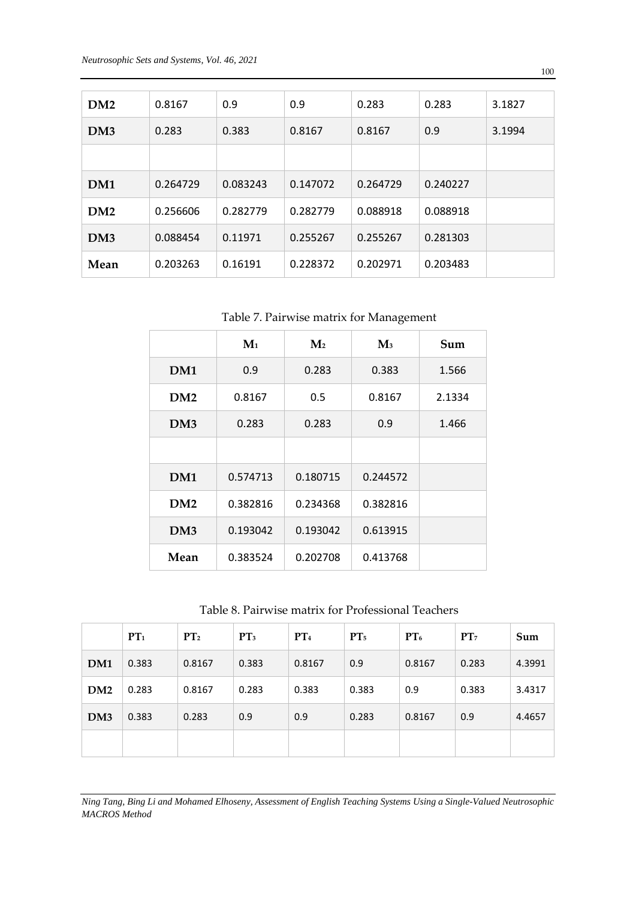| | | | | | | |
|---|---|---|---|---|---|---|
| DM2 | 0.8167 | 0.9 | 0.9 | 0.283 | 0.283 | 3.1827 |
| DM3 | 0.283 | 0.383 | 0.8167 | 0.8167 | 0.9 | 3.1994 |
| | | | | | | |
| DM1 | 0.264729 | 0.083243 | 0.147072 | 0.264729 | 0.240227 | |
| DM2 | 0.256606 | 0.282779 | 0.282779 | 0.088918 | 0.088918 | |
| DM3 | 0.088454 | 0.11971 | 0.255267 | 0.255267 | 0.281303 | |
| Mean | 0.203263 | 0.16191 | 0.228372 | 0.202971 | 0.203483 | |

Table 7. Pairwise matrix for Management

| | $M_1$ | $M_2$ | $M_3$ | Sum |
|---|---|---|---|---|
| DM1 | 0.9 | 0.283 | 0.383 | 1.566 |
| DM2 | 0.8167 | 0.5 | 0.8167 | 2.1334 |
| DM3 | 0.283 | 0.283 | 0.9 | 1.466 |
| | | | | |
| DM1 | 0.574713 | 0.180715 | 0.244572 | |
| DM2 | 0.382816 | 0.234368 | 0.382816 | |
| DM3 | 0.193042 | 0.193042 | 0.613915 | |
| Mean | 0.383524 | 0.202708 | 0.413768 | |

Table 8. Pairwise matrix for Professional Teachers

| | $PT_1$ | $PT_2$ | $PT_3$ | $PT_4$ | $PT_5$ | $PT_6$ | $PT_7$ | Sum |
|---|---|---|---|---|---|---|---|---|
| DM1 | 0.383 | 0.8167 | 0.383 | 0.8167 | 0.9 | 0.8167 | 0.283 | 4.3991 |
| DM2 | 0.283 | 0.8167 | 0.283 | 0.383 | 0.383 | 0.9 | 0.383 | 3.4317 |
| DM3 | 0.383 | 0.283 | 0.9 | 0.9 | 0.283 | 0.8167 | 0.9 | 4.4657 |
| | | | | | | | | |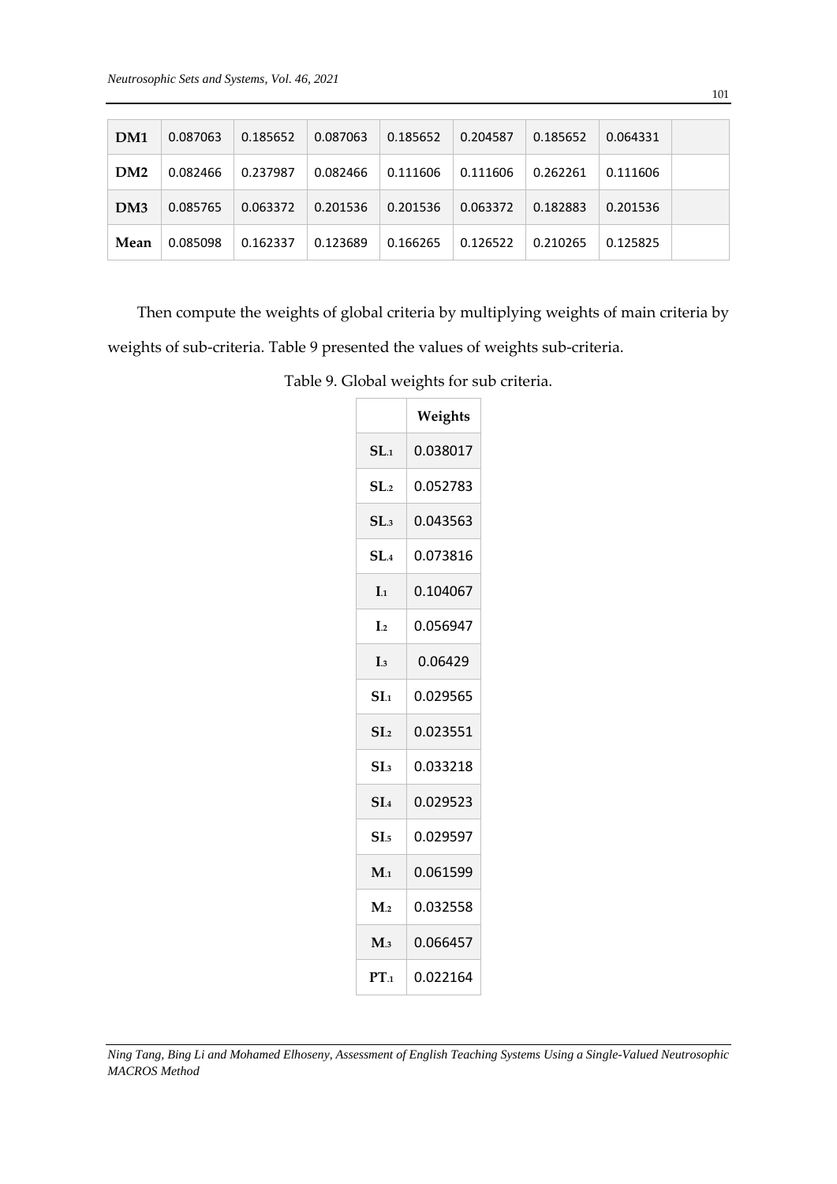| DM1 | 0.087063 | 0.185652 | 0.087063 | 0.185652 | 0.204587 | 0.185652 | 0.064331 | |
|---|---|---|---|---|---|---|---|---|
| DM2 | 0.082466 | 0.237987 | 0.082466 | 0.111606 | 0.111606 | 0.262261 | 0.111606 | |
| DM3 | 0.085765 | 0.063372 | 0.201536 | 0.201536 | 0.063372 | 0.182883 | 0.201536 | |
| Mean | 0.085098 | 0.162337 | 0.123689 | 0.166265 | 0.126522 | 0.210265 | 0.125825 | |

Then compute the weights of global criteria by multiplying weights of main criteria by weights of sub-criteria. Table 9 presented the values of weights sub-criteria.

Table 9. Global weights for sub criteria.

| | Weights |
|---|---|
| $SL_{.1}$ | 0.038017 |
| $SL_{.2}$ | 0.052783 |
| $SL_{.3}$ | 0.043563 |
| $SL_{.4}$ | 0.073816 |
| $I_{.1}$ | 0.104067 |
| $I_{.2}$ | 0.056947 |
| $I_{.3}$ | 0.06429 |
| $SI_{.1}$ | 0.029565 |
| $SI_{.2}$ | 0.023551 |
| $SI_{.3}$ | 0.033218 |
| $SI_{.4}$ | 0.029523 |
| $SI_{.5}$ | 0.029597 |
| $M_{.1}$ | 0.061599 |
| $M_{.2}$ | 0.032558 |
| $M_{.3}$ | 0.066457 |
| $PT_{.1}$ | 0.022164 |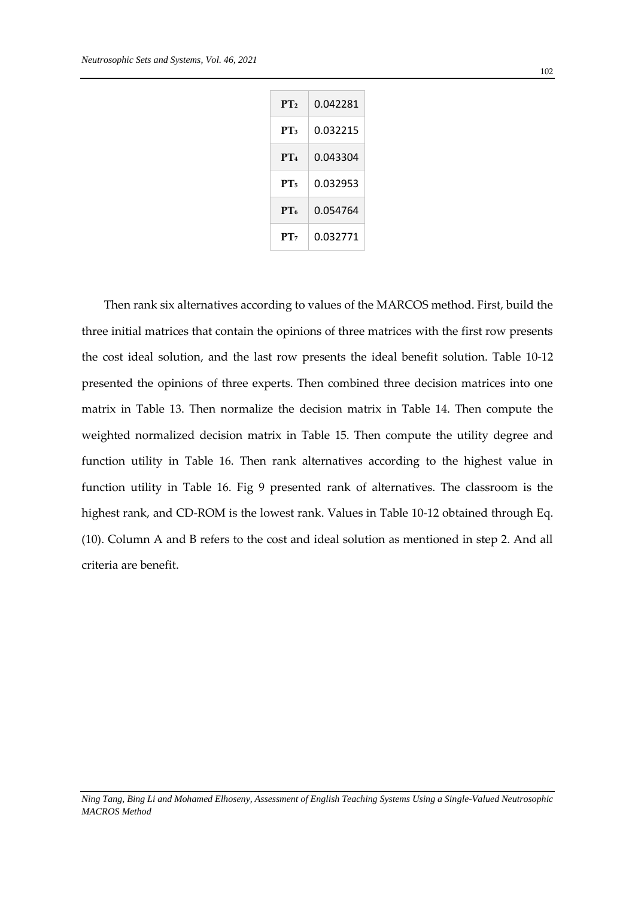| | |
|---|---|
| $PT_2$ | 0.042281 |
| $PT_3$ | 0.032215 |
| $PT_4$ | 0.043304 |
| $PT_5$ | 0.032953 |
| $PT_6$ | 0.054764 |
| $PT_7$ | 0.032771 |

Then rank six alternatives according to values of the MARCOS method. First, build the three initial matrices that contain the opinions of three matrices with the first row presents the cost ideal solution, and the last row presents the ideal benefit solution. Table 10-12 presented the opinions of three experts. Then combined three decision matrices into one matrix in Table 13. Then normalize the decision matrix in Table 14. Then compute the weighted normalized decision matrix in Table 15. Then compute the utility degree and function utility in Table 16. Then rank alternatives according to the highest value in function utility in Table 16. Fig 9 presented rank of alternatives. The classroom is the highest rank, and CD-ROM is the lowest rank. Values in Table 10-12 obtained through Eq. (10). Column A and B refers to the cost and ideal solution as mentioned in step 2. And all criteria are benefit.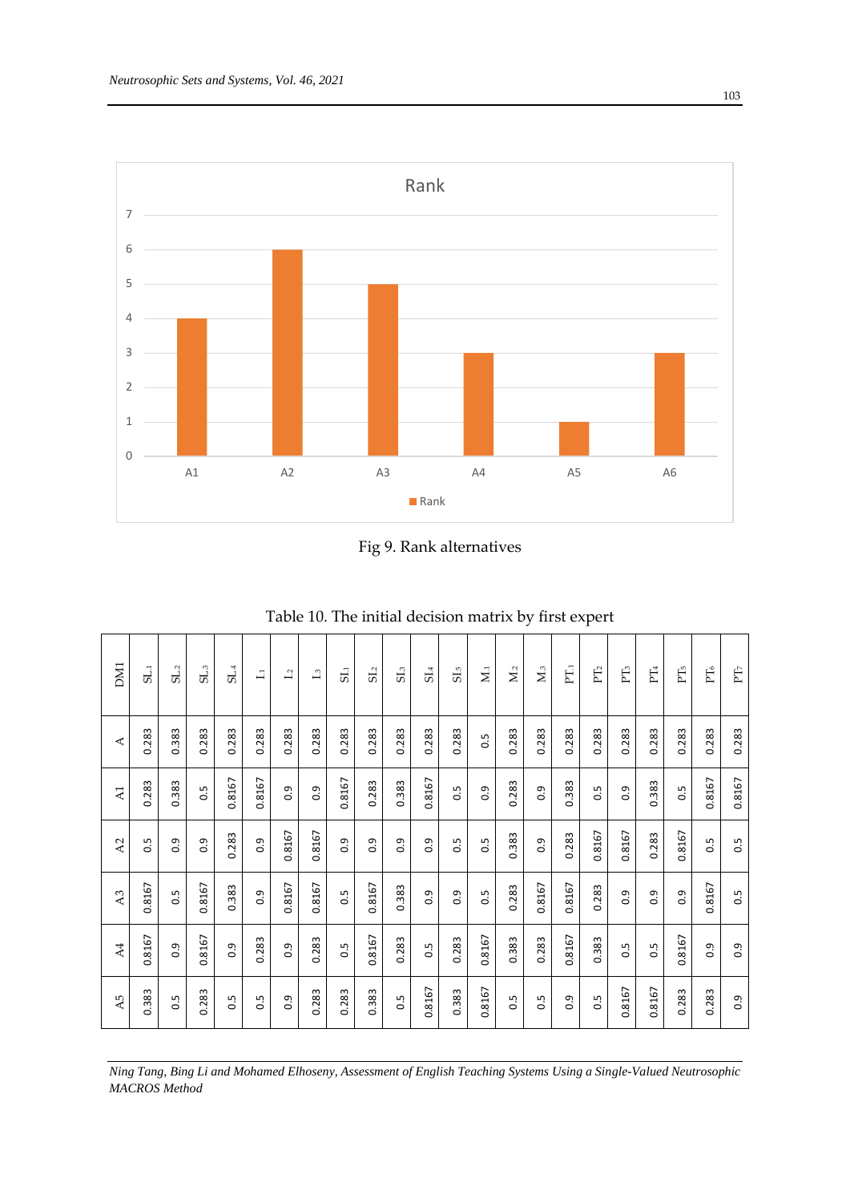Fig 9. Rank alternatives

Table 10. The initial decision matrix by first expert

| DM1 | $SL_1$ | $SL_2$ | $SL_3$ | $SL_4$ | $I_1$ | $I_2$ | $I_3$ | $SI_1$ | $SI_2$ | $SI_3$ | $SI_4$ | $SI_5$ | $M_1$ | $M_2$ | $M_3$ | $PT_1$ | $PT_2$ | $PT_3$ | $PT_4$ | $PT_5$ | $PT_6$ | $PT_7$ |
|---|---|---|---|---|---|---|---|---|---|---|---|---|---|---|---|---|---|---|---|---|---|---|
| A | 0.283 | 0.383 | 0.283 | 0.283 | 0.283 | 0.283 | 0.283 | 0.283 | 0.283 | 0.283 | 0.283 | 0.283 | 0.5 | 0.283 | 0.283 | 0.283 | 0.283 | 0.283 | 0.283 | 0.283 | 0.283 | 0.283 |
| A1 | 0.283 | 0.383 | 0.5 | 0.8167 | 0.8167 | 0.9 | 0.9 | 0.8167 | 0.283 | 0.383 | 0.8167 | 0.5 | 0.9 | 0.283 | 0.9 | 0.383 | 0.5 | 0.9 | 0.383 | 0.5 | 0.8167 | 0.8167 |
| A2 | 0.5 | 0.9 | 0.9 | 0.283 | 0.9 | 0.8167 | 0.8167 | 0.9 | 0.9 | 0.9 | 0.9 | 0.5 | 0.5 | 0.383 | 0.9 | 0.283 | 0.8167 | 0.8167 | 0.283 | 0.8167 | 0.5 | 0.5 |
| A3 | 0.8167 | 0.5 | 0.8167 | 0.383 | 0.9 | 0.8167 | 0.8167 | 0.5 | 0.8167 | 0.383 | 0.9 | 0.9 | 0.5 | 0.283 | 0.8167 | 0.8167 | 0.283 | 0.9 | 0.9 | 0.9 | 0.8167 | 0.5 |
| A4 | 0.8167 | 0.9 | 0.8167 | 0.9 | 0.283 | 0.9 | 0.283 | 0.5 | 0.8167 | 0.283 | 0.5 | 0.283 | 0.8167 | 0.383 | 0.283 | 0.8167 | 0.383 | 0.5 | 0.5 | 0.8167 | 0.9 | 0.9 |
| A5 | 0.383 | 0.5 | 0.283 | 0.5 | 0.5 | 0.9 | 0.283 | 0.283 | 0.383 | 0.5 | 0.8167 | 0.383 | 0.8167 | 0.5 | 0.5 | 0.9 | 0.5 | 0.8167 | 0.8167 | 0.283 | 0.283 | 0.9 |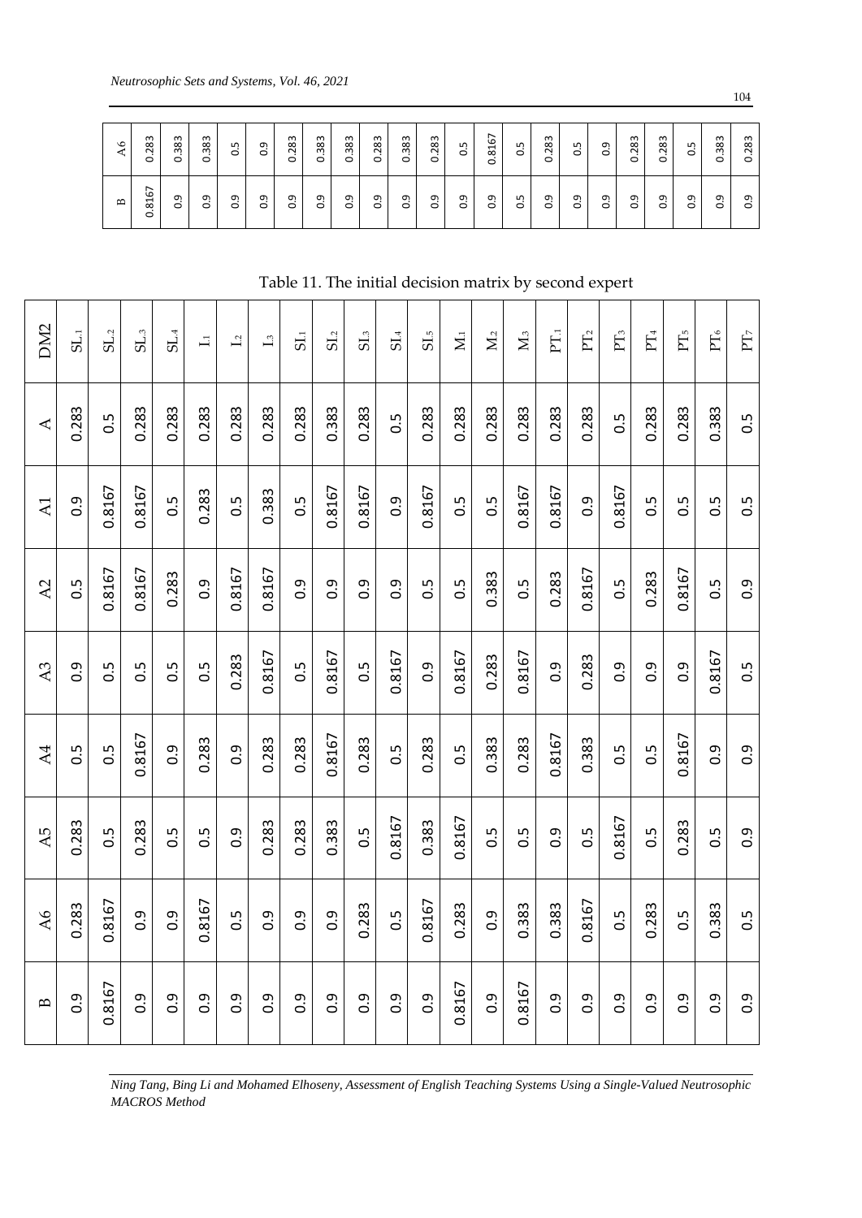| | $SL_1$ | $SL_2$ | $SL_3$ | $SL_4$ | $I_1$ | $I_2$ | $I_3$ | $SI_1$ | $SI_2$ | $SI_3$ | $SI_4$ | $SI_5$ | $M_1$ | $M_2$ | $M_3$ | $PT_1$ | $PT_2$ | $PT_3$ | $PT_4$ | $PT_5$ | $PT_6$ | $PT_7$ |
|---|---|---|---|---|---|---|---|---|---|---|---|---|---|---|---|---|---|---|---|---|---|---|
| A6 | 0.283 | 0.383 | 0.383 | 0.5 | 0.9 | 0.283 | 0.383 | 0.383 | 0.283 | 0.383 | 0.283 | 0.5 | 0.8167 | 0.5 | 0.283 | 0.5 | 0.9 | 0.283 | 0.283 | 0.5 | 0.383 | 0.283 |
| B | 0.8167 | 0.9 | 0.9 | 0.9 | 0.9 | 0.9 | 0.9 | 0.9 | 0.9 | 0.9 | 0.9 | 0.9 | 0.9 | 0.5 | 0.9 | 0.9 | 0.9 | 0.9 | 0.9 | 0.9 | 0.9 | 0.9 |

Table 11. The initial decision matrix by second expert

| DM2 | $SL_1$ | $SL_2$ | $SL_3$ | $SL_4$ | $I_1$ | $I_2$ | $I_3$ | $SI_1$ | $SI_2$ | $SI_3$ | $SI_4$ | $SI_5$ | $M_1$ | $M_2$ | $M_3$ | $PT_1$ | $PT_2$ | $PT_3$ | $PT_4$ | $PT_5$ | $PT_6$ | $PT_7$ |
|---|---|---|---|---|---|---|---|---|---|---|---|---|---|---|---|---|---|---|---|---|---|---|
| A | 0.283 | 0.5 | 0.283 | 0.283 | 0.283 | 0.283 | 0.283 | 0.283 | 0.383 | 0.283 | 0.5 | 0.283 | 0.283 | 0.283 | 0.283 | 0.283 | 0.283 | 0.5 | 0.283 | 0.283 | 0.383 | 0.5 |
| A1 | 0.9 | 0.8167 | 0.8167 | 0.5 | 0.283 | 0.5 | 0.383 | 0.5 | 0.8167 | 0.8167 | 0.9 | 0.8167 | 0.5 | 0.5 | 0.8167 | 0.8167 | 0.9 | 0.8167 | 0.5 | 0.5 | 0.5 | 0.5 |
| A2 | 0.5 | 0.8167 | 0.8167 | 0.283 | 0.9 | 0.8167 | 0.8167 | 0.9 | 0.9 | 0.9 | 0.9 | 0.5 | 0.5 | 0.383 | 0.5 | 0.283 | 0.8167 | 0.5 | 0.283 | 0.8167 | 0.5 | 0.9 |
| A3 | 0.9 | 0.5 | 0.5 | 0.5 | 0.5 | 0.283 | 0.8167 | 0.5 | 0.8167 | 0.5 | 0.8167 | 0.9 | 0.8167 | 0.283 | 0.8167 | 0.9 | 0.283 | 0.9 | 0.9 | 0.9 | 0.8167 | 0.5 |
| A4 | 0.5 | 0.5 | 0.8167 | 0.9 | 0.283 | 0.9 | 0.283 | 0.283 | 0.8167 | 0.283 | 0.5 | 0.283 | 0.5 | 0.383 | 0.283 | 0.8167 | 0.383 | 0.5 | 0.5 | 0.8167 | 0.9 | 0.9 |
| A5 | 0.283 | 0.5 | 0.283 | 0.5 | 0.5 | 0.9 | 0.283 | 0.283 | 0.383 | 0.5 | 0.8167 | 0.383 | 0.8167 | 0.5 | 0.5 | 0.9 | 0.5 | 0.8167 | 0.5 | 0.283 | 0.5 | 0.9 |
| A6 | 0.283 | 0.8167 | 0.9 | 0.9 | 0.8167 | 0.5 | 0.9 | 0.9 | 0.9 | 0.283 | 0.5 | 0.8167 | 0.283 | 0.9 | 0.383 | 0.383 | 0.8167 | 0.5 | 0.283 | 0.5 | 0.383 | 0.5 |
| B | 0.9 | 0.8167 | 0.9 | 0.9 | 0.9 | 0.9 | 0.9 | 0.9 | 0.9 | 0.9 | 0.9 | 0.9 | 0.8167 | 0.9 | 0.8167 | 0.9 | 0.9 | 0.9 | 0.9 | 0.9 | 0.9 | 0.9 |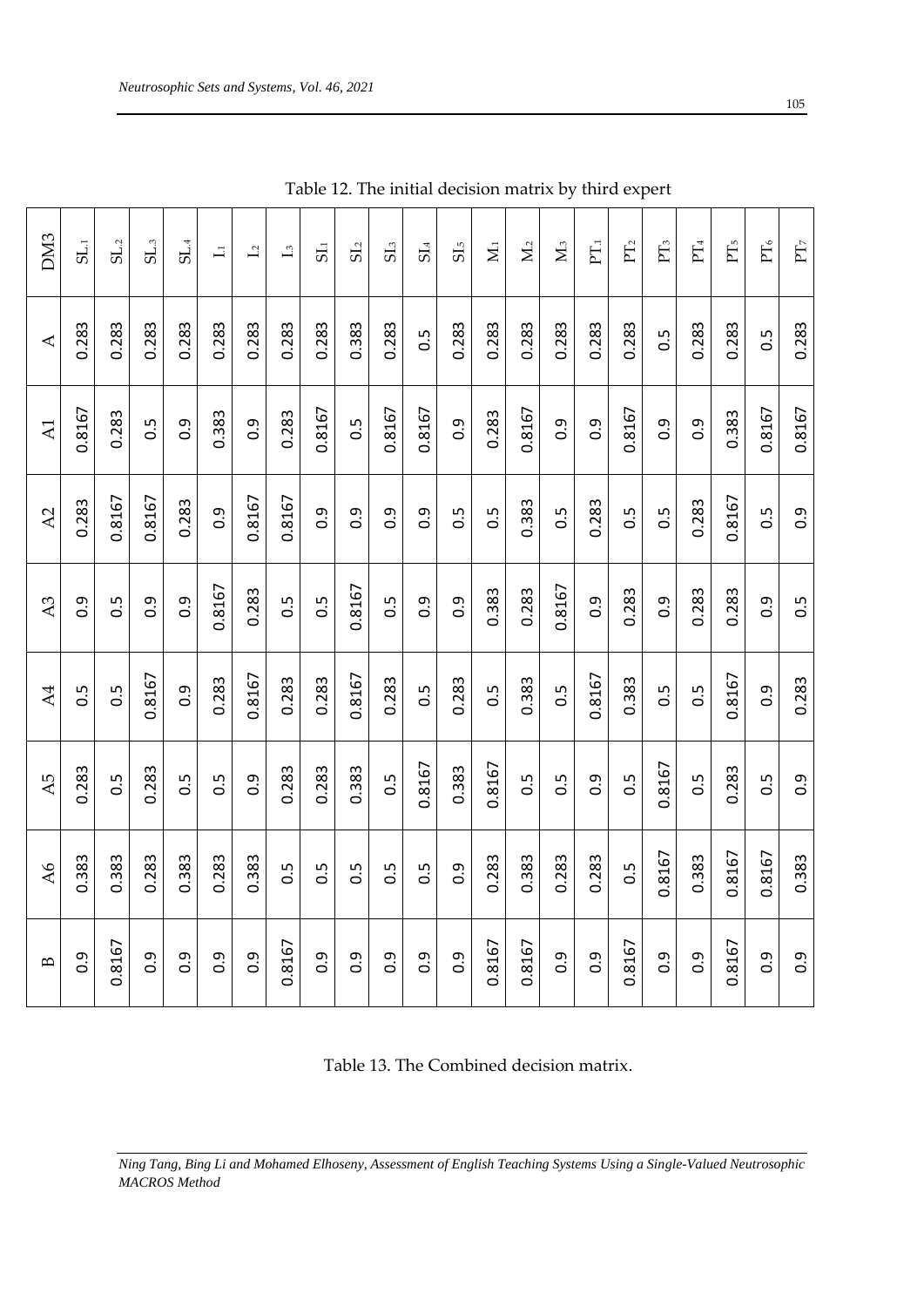Table 12. The initial decision matrix by third expert

| DM3 | A | A1 | A2 | A3 | A4 | A5 | A6 | B |
|---|---|---|---|---|---|---|---|---|
| $SL_1$ | 0.283 | 0.8167 | 0.283 | 0.9 | 0.5 | 0.283 | 0.383 | 0.9 |
| $SL_2$ | 0.283 | 0.283 | 0.8167 | 0.5 | 0.5 | 0.5 | 0.383 | 0.8167 |
| $SL_3$ | 0.283 | 0.5 | 0.8167 | 0.9 | 0.8167 | 0.283 | 0.283 | 0.9 |
| $SL_4$ | 0.283 | 0.9 | 0.283 | 0.9 | 0.9 | 0.5 | 0.383 | 0.9 |
| $I_1$ | 0.283 | 0.383 | 0.9 | 0.8167 | 0.283 | 0.5 | 0.283 | 0.9 |
| $I_2$ | 0.283 | 0.9 | 0.8167 | 0.283 | 0.8167 | 0.9 | 0.383 | 0.9 |
| $I_3$ | 0.283 | 0.283 | 0.8167 | 0.5 | 0.283 | 0.283 | 0.5 | 0.8167 |
| $SI_1$ | 0.283 | 0.8167 | 0.9 | 0.5 | 0.283 | 0.283 | 0.5 | 0.9 |
| $SI_2$ | 0.383 | 0.5 | 0.9 | 0.8167 | 0.8167 | 0.383 | 0.5 | 0.9 |
| $SI_3$ | 0.283 | 0.8167 | 0.9 | 0.5 | 0.283 | 0.5 | 0.5 | 0.9 |
| $SI_4$ | 0.5 | 0.8167 | 0.9 | 0.9 | 0.5 | 0.8167 | 0.5 | 0.9 |
| $SI_5$ | 0.283 | 0.9 | 0.5 | 0.9 | 0.283 | 0.383 | 0.9 | 0.9 |
| $M_1$ | 0.283 | 0.283 | 0.5 | 0.383 | 0.5 | 0.8167 | 0.283 | 0.8167 |
| $M_2$ | 0.283 | 0.8167 | 0.383 | 0.283 | 0.383 | 0.5 | 0.383 | 0.8167 |
| $M_3$ | 0.283 | 0.9 | 0.5 | 0.8167 | 0.5 | 0.5 | 0.283 | 0.9 |
| $PT_1$ | 0.283 | 0.9 | 0.283 | 0.9 | 0.8167 | 0.9 | 0.283 | 0.9 |
| $PT_2$ | 0.283 | 0.8167 | 0.5 | 0.283 | 0.383 | 0.5 | 0.5 | 0.8167 |
| $PT_3$ | 0.5 | 0.9 | 0.5 | 0.9 | 0.5 | 0.8167 | 0.8167 | 0.9 |
| $PT_4$ | 0.283 | 0.9 | 0.283 | 0.283 | 0.5 | 0.5 | 0.383 | 0.9 |
| $PT_5$ | 0.283 | 0.383 | 0.8167 | 0.283 | 0.8167 | 0.283 | 0.8167 | 0.8167 |
| $PT_6$ | 0.5 | 0.8167 | 0.5 | 0.9 | 0.9 | 0.5 | 0.8167 | 0.9 |
| $PT_7$ | 0.283 | 0.8167 | 0.9 | 0.5 | 0.283 | 0.9 | 0.383 | 0.9 |

Table 13. The Combined decision matrix.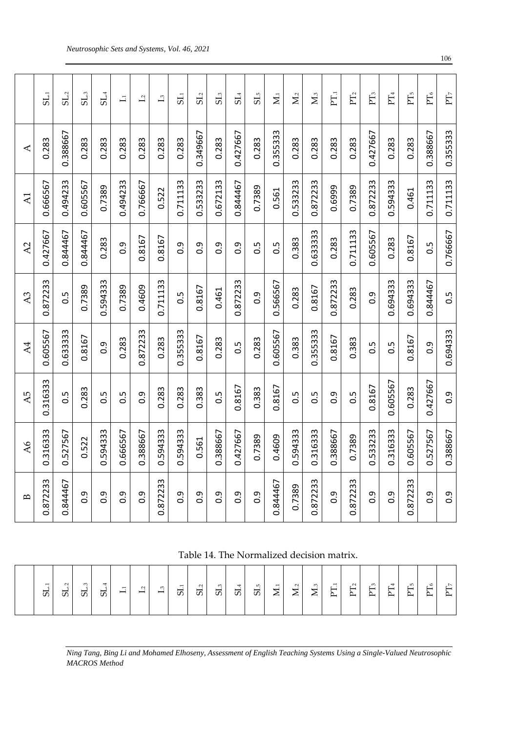| | A | A1 | A2 | A3 | A4 | A5 | A6 | B |
|---|---|---|---|---|---|---|---|---|
| $SL_1$ | 0.283 | 0.666567 | 0.427667 | 0.872233 | 0.605567 | 0.316333 | 0.316333 | 0.872233 |
| $SL_2$ | 0.388667 | 0.494233 | 0.844467 | 0.5 | 0.633333 | 0.5 | 0.527567 | 0.844467 |
| $SL_3$ | 0.283 | 0.605567 | 0.844467 | 0.7389 | 0.8167 | 0.283 | 0.522 | 0.9 |
| $SL_4$ | 0.283 | 0.7389 | 0.283 | 0.594333 | 0.9 | 0.5 | 0.594333 | 0.9 |
| $I_1$ | 0.283 | 0.494233 | 0.9 | 0.7389 | 0.283 | 0.5 | 0.666567 | 0.9 |
| $I_2$ | 0.283 | 0.766667 | 0.8167 | 0.4609 | 0.872233 | 0.9 | 0.388667 | 0.9 |
| $I_3$ | 0.283 | 0.522 | 0.8167 | 0.711133 | 0.283 | 0.283 | 0.594333 | 0.872233 |
| $SI_1$ | 0.283 | 0.711133 | 0.9 | 0.5 | 0.355333 | 0.283 | 0.594333 | 0.9 |
| $SI_2$ | 0.349667 | 0.533233 | 0.9 | 0.8167 | 0.8167 | 0.383 | 0.561 | 0.9 |
| $SI_3$ | 0.283 | 0.672133 | 0.9 | 0.461 | 0.283 | 0.5 | 0.388667 | 0.9 |
| $SI_4$ | 0.427667 | 0.844467 | 0.9 | 0.872233 | 0.5 | 0.8167 | 0.427667 | 0.9 |
| $SI_5$ | 0.283 | 0.7389 | 0.5 | 0.9 | 0.283 | 0.383 | 0.7389 | 0.9 |
| $M_1$ | 0.355333 | 0.561 | 0.5 | 0.566567 | 0.605567 | 0.8167 | 0.4609 | 0.844467 |
| $M_2$ | 0.283 | 0.533233 | 0.383 | 0.283 | 0.383 | 0.5 | 0.594333 | 0.7389 |
| $M_3$ | 0.283 | 0.872233 | 0.633333 | 0.8167 | 0.355333 | 0.5 | 0.316333 | 0.872233 |
| $PT_1$ | 0.283 | 0.6999 | 0.283 | 0.872233 | 0.8167 | 0.9 | 0.388667 | 0.9 |
| $PT_2$ | 0.283 | 0.7389 | 0.711133 | 0.283 | 0.383 | 0.5 | 0.7389 | 0.872233 |
| $PT_3$ | 0.427667 | 0.872233 | 0.605567 | 0.9 | 0.5 | 0.8167 | 0.533233 | 0.9 |
| $PT_4$ | 0.283 | 0.594333 | 0.283 | 0.694333 | 0.5 | 0.605567 | 0.316333 | 0.9 |
| $PT_5$ | 0.283 | 0.461 | 0.8167 | 0.694333 | 0.8167 | 0.283 | 0.605567 | 0.872233 |
| $PT_6$ | 0.388667 | 0.711133 | 0.5 | 0.844467 | 0.9 | 0.427667 | 0.527567 | 0.9 |
| $PT_7$ | 0.355333 | 0.711133 | 0.766667 | 0.5 | 0.694333 | 0.9 | 0.388667 | 0.9 |

Table 14. The Normalized decision matrix.

| | $SL_1$ | $SL_2$ | $SL_3$ | $SL_4$ | $I_1$ | $I_2$ | $I_3$ | $SI_1$ | $SI_2$ | $SI_3$ | $SI_4$ | $SI_5$ | $M_1$ | $M_2$ | $M_3$ | $PT_1$ | $PT_2$ | $PT_3$ | $PT_4$ | $PT_5$ | $PT_6$ | $PT_7$ |
|---|---|---|---|---|---|---|---|---|---|---|---|---|---|---|---|---|---|---|---|---|---|---|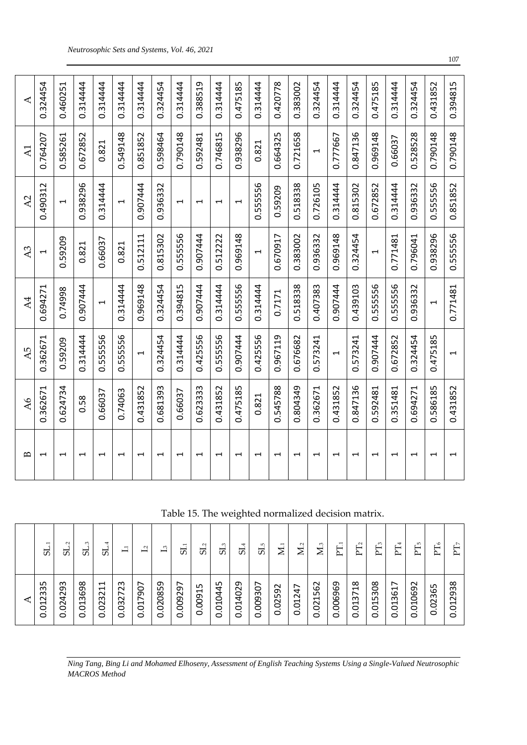| A | A1 | A2 | A3 | A4 | A5 | A6 | B |
|---|---|---|---|---|---|---|---|
| 0.324454 | 0.764207 | 0.490312 | 1 | 0.694271 | 0.362671 | 0.362671 | 1 |
| 0.460251 | 0.585261 | 1 | 0.59209 | 0.74998 | 0.59209 | 0.624734 | 1 |
| 0.314444 | 0.672852 | 0.938296 | 0.821 | 0.907444 | 0.314444 | 0.58 | 1 |
| 0.314444 | 0.821 | 0.314444 | 0.66037 | 1 | 0.555556 | 0.66037 | 1 |
| 0.314444 | 0.549148 | 1 | 0.821 | 0.314444 | 0.555556 | 0.74063 | 1 |
| 0.314444 | 0.851852 | 0.907444 | 0.512111 | 0.969148 | 1 | 0.431852 | 1 |
| 0.324454 | 0.598464 | 0.936332 | 0.815302 | 0.324454 | 0.324454 | 0.681393 | 1 |
| 0.314444 | 0.790148 | 1 | 0.555556 | 0.394815 | 0.314444 | 0.66037 | 1 |
| 0.388519 | 0.592481 | 1 | 0.907444 | 0.907444 | 0.425556 | 0.623333 | 1 |
| 0.314444 | 0.746815 | 1 | 0.512222 | 0.314444 | 0.555556 | 0.431852 | 1 |
| 0.475185 | 0.938296 | 1 | 0.969148 | 0.555556 | 0.907444 | 0.475185 | 1 |
| 0.314444 | 0.821 | 0.555556 | 1 | 0.314444 | 0.425556 | 0.821 | 1 |
| 0.420778 | 0.664325 | 0.59209 | 0.670917 | 0.7171 | 0.967119 | 0.545788 | 1 |
| 0.383002 | 0.721658 | 0.518338 | 0.383002 | 0.518338 | 0.676682 | 0.804349 | 1 |
| 0.324454 | 1 | 0.726105 | 0.936332 | 0.407383 | 0.573241 | 0.362671 | 1 |
| 0.314444 | 0.777667 | 0.314444 | 0.969148 | 0.907444 | 1 | 0.431852 | 1 |
| 0.324454 | 0.847136 | 0.815302 | 0.324454 | 0.439103 | 0.573241 | 0.847136 | 1 |
| 0.475185 | 0.969148 | 0.672852 | 1 | 0.555556 | 0.907444 | 0.592481 | 1 |
| 0.314444 | 0.66037 | 0.314444 | 0.771481 | 0.555556 | 0.672852 | 0.351481 | 1 |
| 0.324454 | 0.528528 | 0.936332 | 0.796041 | 0.936332 | 0.324454 | 0.694271 | 1 |
| 0.431852 | 0.790148 | 0.555556 | 0.938296 | 1 | 0.475185 | 0.586185 | 1 |
| 0.394815 | 0.790148 | 0.851852 | 0.555556 | 0.771481 | 1 | 0.431852 | 1 |

Table 15. The weighted normalized decision matrix.

| | A |
|---|---|
| $SL_{.1}$ | 0.012335 |
| $SL_{.2}$ | 0.024293 |
| $SL_{.3}$ | 0.013698 |
| $SL_{.4}$ | 0.023211 |
| $I_1$ | 0.032723 |
| $I_2$ | 0.017907 |
| $I_3$ | 0.020859 |
| $SI_1$ | 0.009297 |
| $SI_2$ | 0.00915 |
| $SI_3$ | 0.010445 |
| $SI_4$ | 0.014029 |
| $SI_5$ | 0.009307 |
| $M_1$ | 0.02592 |
| $M_2$ | 0.01247 |
| $M_3$ | 0.021562 |
| $PT_1$ | 0.006969 |
| $PT_2$ | 0.013718 |
| $PT_3$ | 0.015308 |
| $PT_4$ | 0.013617 |
| $PT_5$ | 0.010692 |
| $PT_6$ | 0.02365 |
| $PT_7$ | 0.012938 |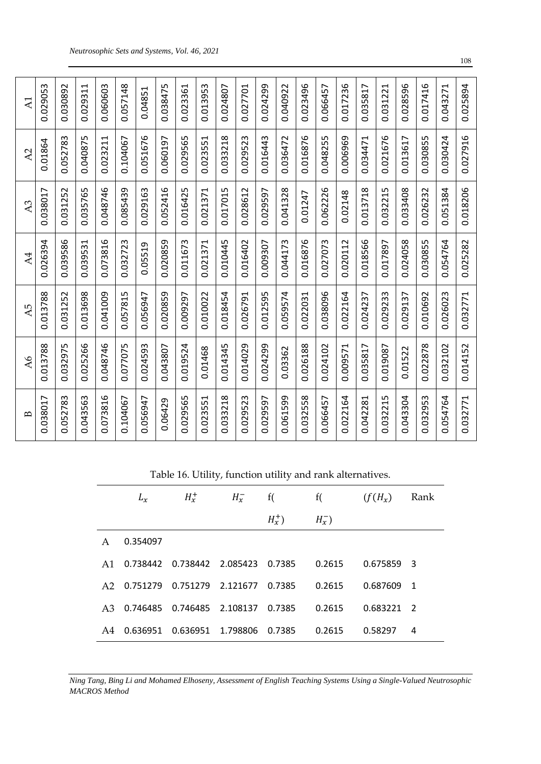| A1 | A2 | A3 | A4 | A5 | A6 | B |
|---|---|---|---|---|---|---|
| 0.029053 | 0.01864 | 0.038017 | 0.026394 | 0.013788 | 0.013788 | 0.038017 |
| 0.030892 | 0.052783 | 0.031252 | 0.039586 | 0.031252 | 0.032975 | 0.052783 |
| 0.029311 | 0.040875 | 0.035765 | 0.039531 | 0.013698 | 0.025266 | 0.043563 |
| 0.060603 | 0.023211 | 0.048746 | 0.073816 | 0.041009 | 0.048746 | 0.073816 |
| 0.057148 | 0.104067 | 0.085439 | 0.032723 | 0.057815 | 0.077075 | 0.104067 |
| 0.04851 | 0.051676 | 0.029163 | 0.05519 | 0.056947 | 0.024593 | 0.056947 |
| 0.038475 | 0.060197 | 0.052416 | 0.020859 | 0.020859 | 0.043807 | 0.06429 |
| 0.023361 | 0.029565 | 0.016425 | 0.011673 | 0.009297 | 0.019524 | 0.029565 |
| 0.013953 | 0.023551 | 0.021371 | 0.021371 | 0.010022 | 0.01468 | 0.023551 |
| 0.024807 | 0.033218 | 0.017015 | 0.010445 | 0.018454 | 0.014345 | 0.033218 |
| 0.027701 | 0.029523 | 0.028612 | 0.016402 | 0.026791 | 0.014029 | 0.029523 |
| 0.024299 | 0.016443 | 0.029597 | 0.009307 | 0.012595 | 0.024299 | 0.029597 |
| 0.040922 | 0.036472 | 0.041328 | 0.044173 | 0.059574 | 0.03362 | 0.061599 |
| 0.023496 | 0.016876 | 0.01247 | 0.016876 | 0.022031 | 0.026188 | 0.032558 |
| 0.066457 | 0.048255 | 0.062226 | 0.027073 | 0.038096 | 0.024102 | 0.066457 |
| 0.017236 | 0.006969 | 0.02148 | 0.020112 | 0.022164 | 0.009571 | 0.022164 |
| 0.035817 | 0.034471 | 0.013718 | 0.018566 | 0.024237 | 0.035817 | 0.042281 |
| 0.031221 | 0.021676 | 0.032215 | 0.017897 | 0.029233 | 0.019087 | 0.032215 |
| 0.028596 | 0.013617 | 0.033408 | 0.024058 | 0.029137 | 0.01522 | 0.043304 |
| 0.017416 | 0.030855 | 0.026232 | 0.030855 | 0.010692 | 0.022878 | 0.032953 |
| 0.043271 | 0.030424 | 0.051384 | 0.054764 | 0.026023 | 0.032102 | 0.054764 |
| 0.025894 | 0.027916 | 0.018206 | 0.025282 | 0.032771 | 0.014152 | 0.032771 |

Table 16. Utility, function utility and rank alternatives.

| | $L_x$ | $H_x^+$ | $H_x^-$ | $f(H_x^+)$ | $f(H_x^-)$ | $(f(H_x)$ | Rank |
|---|---|---|---|---|---|---|---|
| A | 0.354097 | | | | | | |
| A1 | 0.738442 | 0.738442 | 2.085423 | 0.7385 | 0.2615 | 0.675859 | 3 |
| A2 | 0.751279 | 0.751279 | 2.121677 | 0.7385 | 0.2615 | 0.687609 | 1 |
| A3 | 0.746485 | 0.746485 | 2.108137 | 0.7385 | 0.2615 | 0.683221 | 2 |
| A4 | 0.636951 | 0.636951 | 1.798806 | 0.7385 | 0.2615 | 0.58297 | 4 |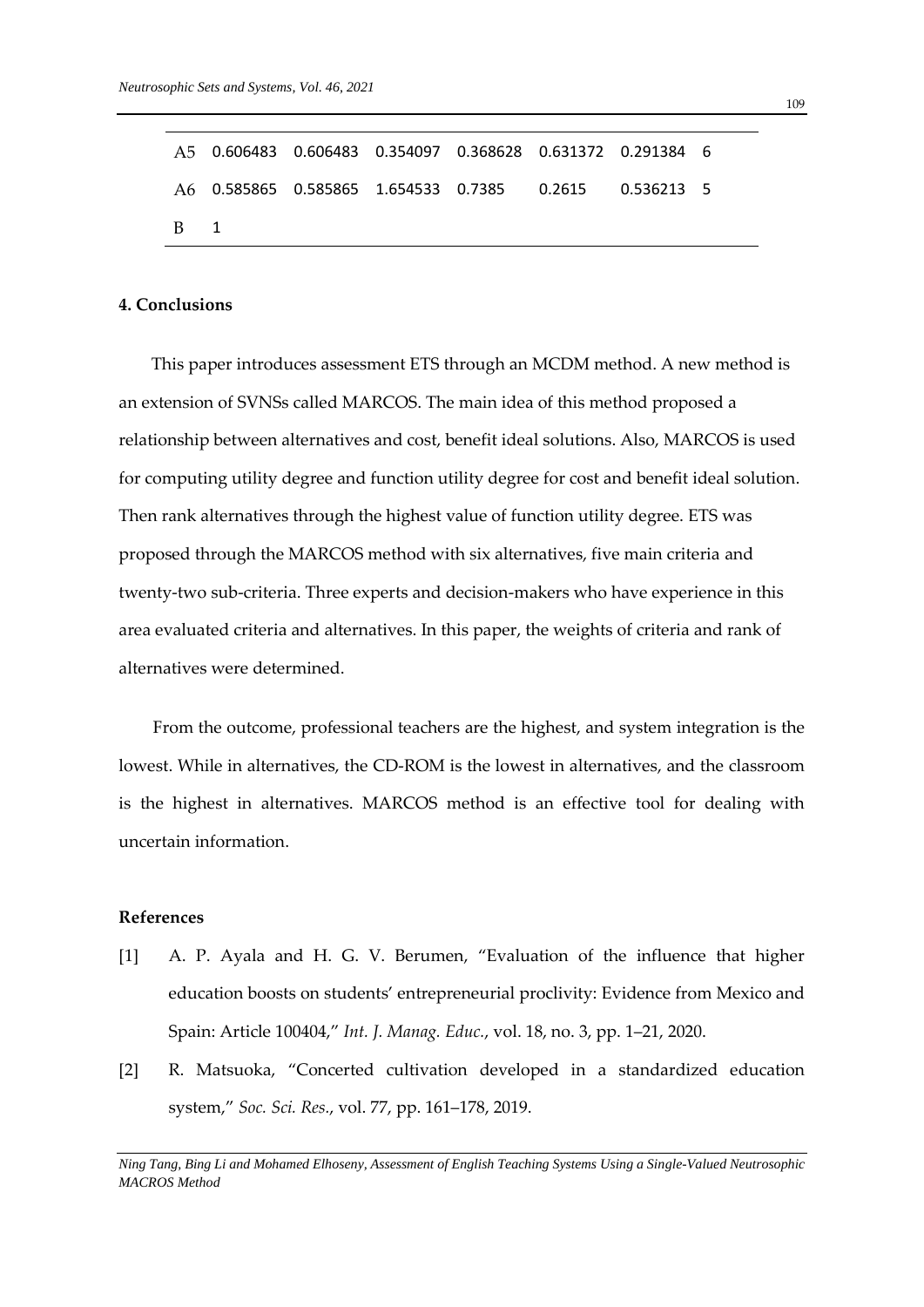| | | | | | | | |
|---|---|---|---|---|---|---|---|
| A5 | 0.606483 | 0.606483 | 0.354097 | 0.368628 | 0.631372 | 0.291384 | 6 |
| A6 | 0.585865 | 0.585865 | 1.654533 | 0.7385 | 0.2615 | 0.536213 | 5 |
| B | 1 | | | | | | |

**4. Conclusions**

This paper introduces assessment ETS through an MCDM method. A new method is an extension of SVNSs called MARCOS. The main idea of this method proposed a relationship between alternatives and cost, benefit ideal solutions. Also, MARCOS is used for computing utility degree and function utility degree for cost and benefit ideal solution. Then rank alternatives through the highest value of function utility degree. ETS was proposed through the MARCOS method with six alternatives, five main criteria and twenty-two sub-criteria. Three experts and decision-makers who have experience in this area evaluated criteria and alternatives. In this paper, the weights of criteria and rank of alternatives were determined.

From the outcome, professional teachers are the highest, and system integration is the lowest. While in alternatives, the CD-ROM is the lowest in alternatives, and the classroom is the highest in alternatives. MARCOS method is an effective tool for dealing with uncertain information.

**References**

[1] A. P. Ayala and H. G. V. Berumen, "Evaluation of the influence that higher education boosts on students' entrepreneurial proclivity: Evidence from Mexico and Spain: Article 100404," *Int. J. Manag. Educ.*, vol. 18, no. 3, pp. 1–21, 2020.

[2] R. Matsuoka, "Concerted cultivation developed in a standardized education system," *Soc. Sci. Res.*, vol. 77, pp. 161–178, 2019.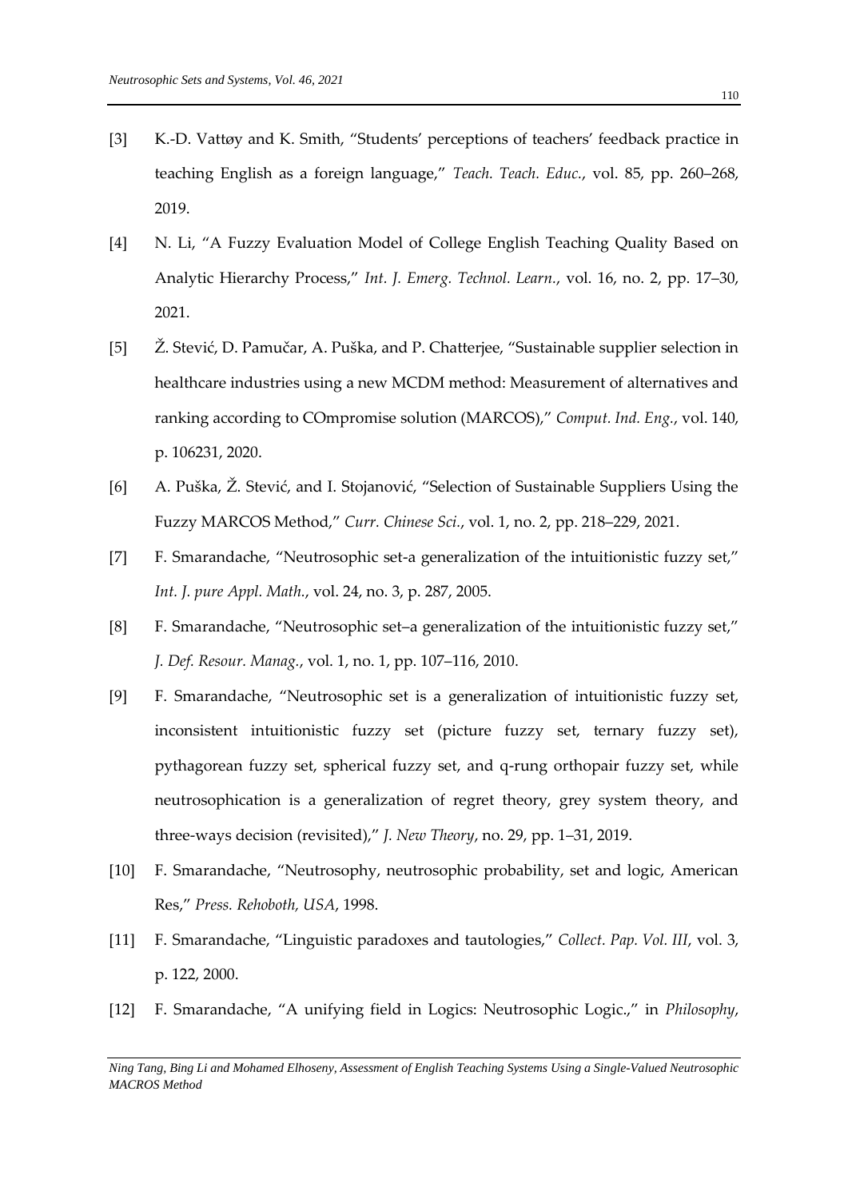[3] K.-D. Vattøy and K. Smith, "Students' perceptions of teachers' feedback practice in teaching English as a foreign language," *Teach. Teach. Educ.*, vol. 85, pp. 260–268, 2019.

[4] N. Li, "A Fuzzy Evaluation Model of College English Teaching Quality Based on Analytic Hierarchy Process," *Int. J. Emerg. Technol. Learn.*, vol. 16, no. 2, pp. 17–30, 2021.

[5] Ž. Stević, D. Pamučar, A. Puška, and P. Chatterjee, "Sustainable supplier selection in healthcare industries using a new MCDM method: Measurement of alternatives and ranking according to COmpromise solution (MARCOS)," *Comput. Ind. Eng.*, vol. 140, p. 106231, 2020.

[6] A. Puška, Ž. Stević, and I. Stojanović, "Selection of Sustainable Suppliers Using the Fuzzy MARCOS Method," *Curr. Chinese Sci.*, vol. 1, no. 2, pp. 218–229, 2021.

[7] F. Smarandache, "Neutrosophic set-a generalization of the intuitionistic fuzzy set," *Int. J. pure Appl. Math.*, vol. 24, no. 3, p. 287, 2005.

[8] F. Smarandache, "Neutrosophic set–a generalization of the intuitionistic fuzzy set," *J. Def. Resour. Manag.*, vol. 1, no. 1, pp. 107–116, 2010.

[9] F. Smarandache, "Neutrosophic set is a generalization of intuitionistic fuzzy set, inconsistent intuitionistic fuzzy set (picture fuzzy set, ternary fuzzy set), pythagorean fuzzy set, spherical fuzzy set, and q-rung orthopair fuzzy set, while neutrosophication is a generalization of regret theory, grey system theory, and three-ways decision (revisited)," *J. New Theory*, no. 29, pp. 1–31, 2019.

[10] F. Smarandache, "Neutrosophy, neutrosophic probability, set and logic, American Res," *Press. Rehoboth, USA*, 1998.

[11] F. Smarandache, "Linguistic paradoxes and tautologies," *Collect. Pap. Vol. III*, vol. 3, p. 122, 2000.

[12] F. Smarandache, "A unifying field in Logics: Neutrosophic Logic.," in *Philosophy*,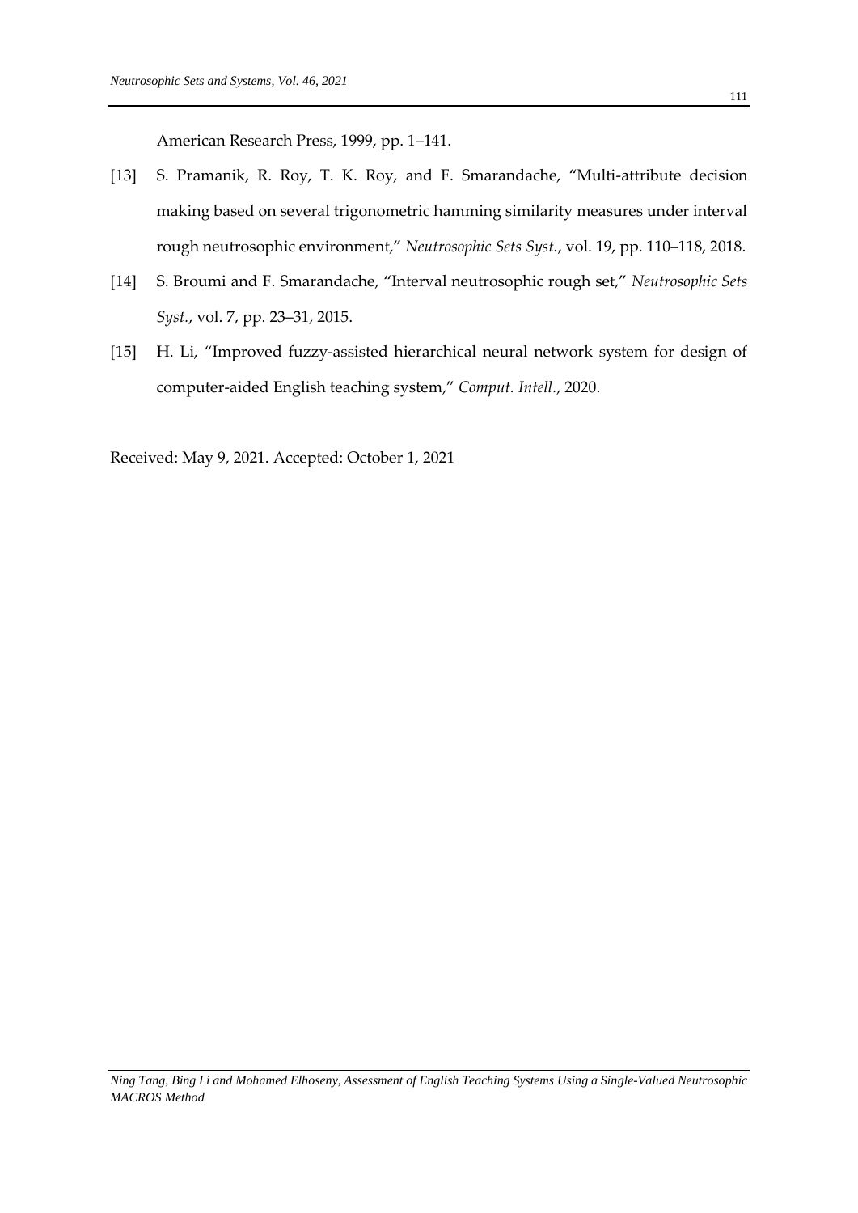American Research Press, 1999, pp. 1–141.

[13] S. Pramanik, R. Roy, T. K. Roy, and F. Smarandache, "Multi-attribute decision making based on several trigonometric hamming similarity measures under interval rough neutrosophic environment," *Neutrosophic Sets Syst.*, vol. 19, pp. 110–118, 2018.

[14] S. Broumi and F. Smarandache, "Interval neutrosophic rough set," *Neutrosophic Sets Syst.*, vol. 7, pp. 23–31, 2015.

[15] H. Li, "Improved fuzzy-assisted hierarchical neural network system for design of computer-aided English teaching system," *Comput. Intell.*, 2020.

Received: May 9, 2021. Accepted: October 1, 2021